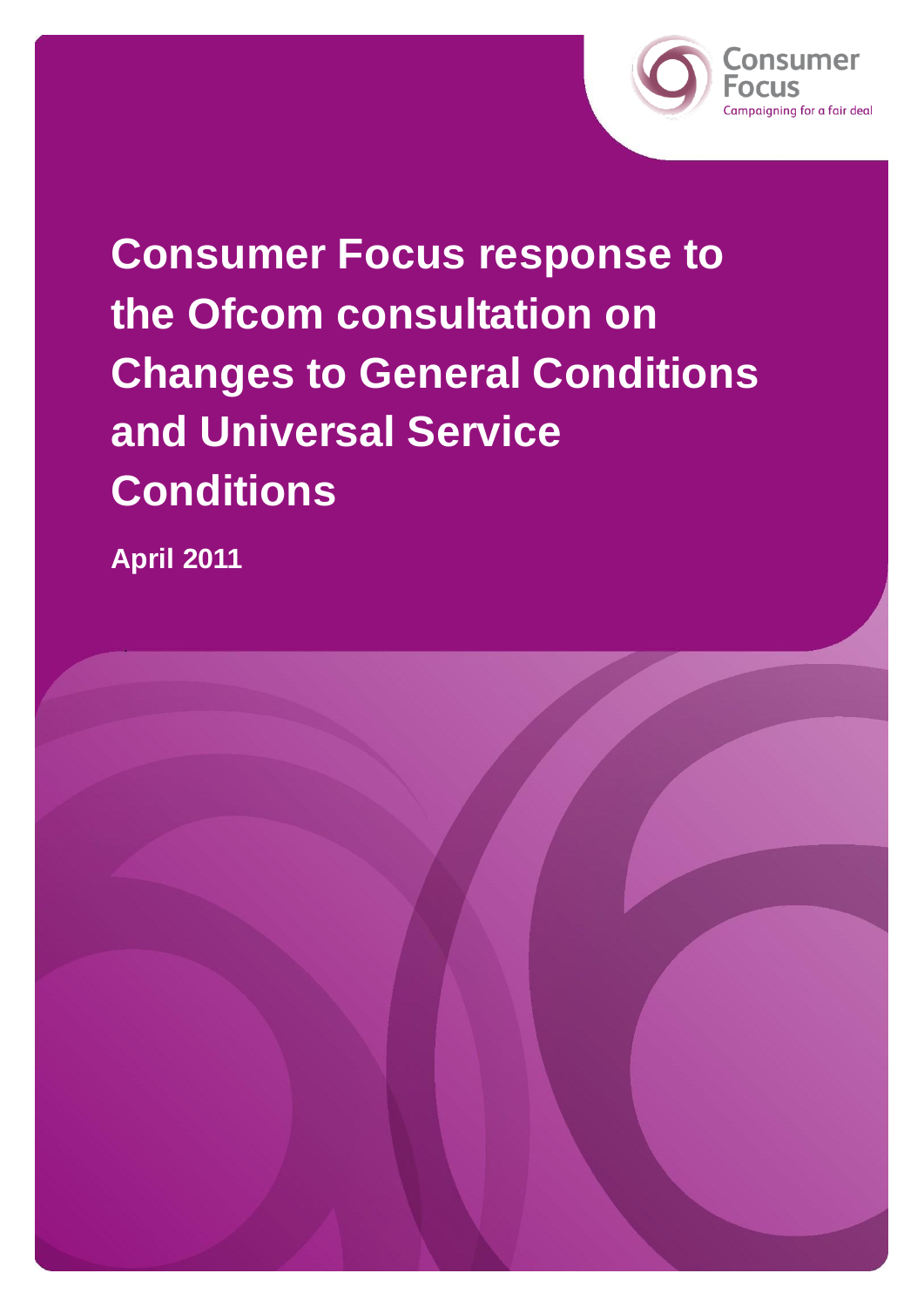Consumer Focus

Campaigning for a fair deal

# Consumer Focus response to the Ofcom consultation on Changes to General Conditions and Universal Service Conditions

**April 2011**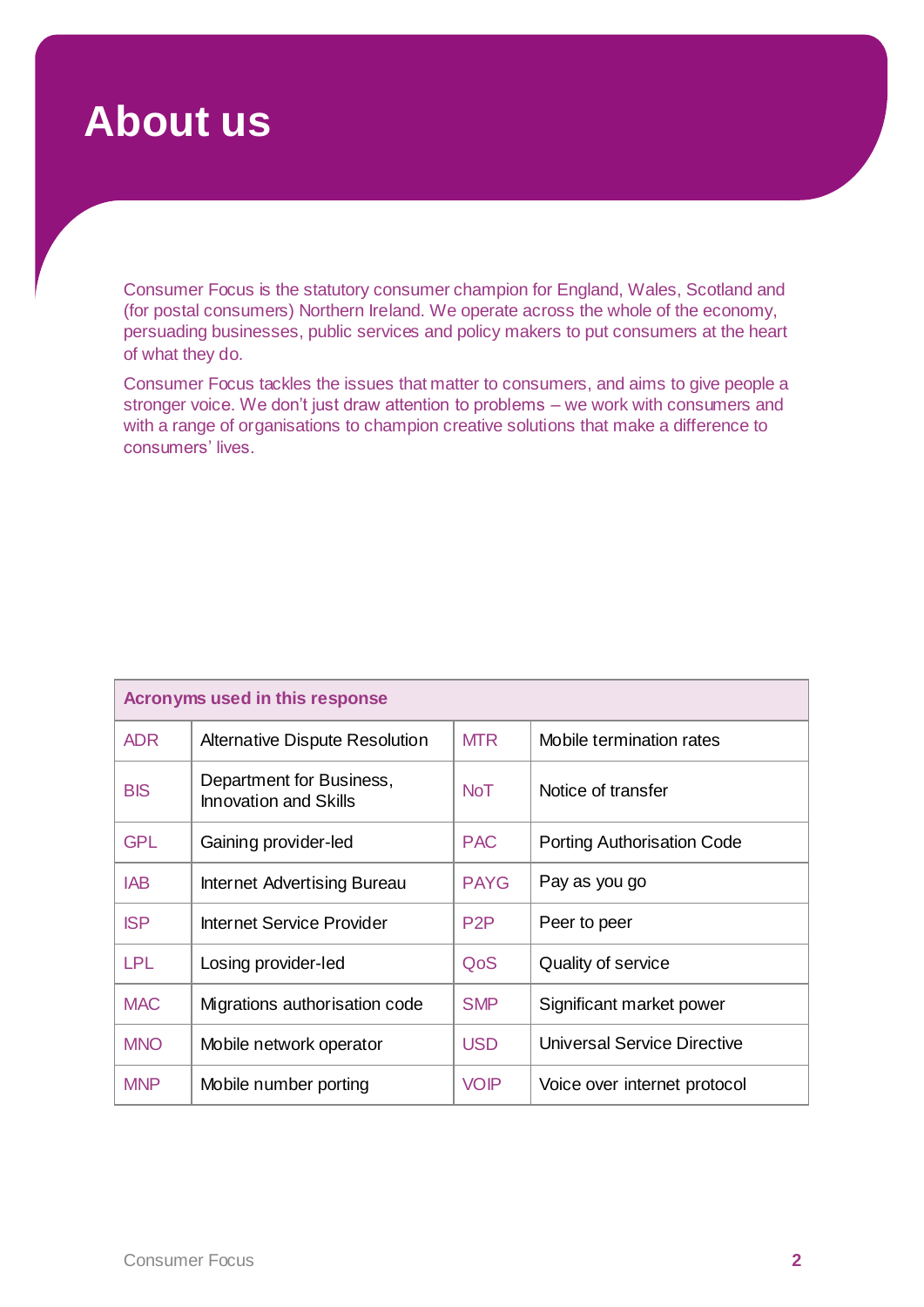# About us

Consumer Focus is the statutory consumer champion for England, Wales, Scotland and (for postal consumers) Northern Ireland. We operate across the whole of the economy, persuading businesses, public services and policy makers to put consumers at the heart of what they do.

Consumer Focus tackles the issues that matter to consumers, and aims to give people a stronger voice. We don't just draw attention to problems – we work with consumers and with a range of organisations to champion creative solutions that make a difference to consumers' lives.

| Acronyms used in this response | | | |
|---|---|---|---|
| ADR | Alternative Dispute Resolution | MTR | Mobile termination rates |
| BIS | Department for Business, Innovation and Skills | NoT | Notice of transfer |
| GPL | Gaining provider-led | PAC | Porting Authorisation Code |
| IAB | Internet Advertising Bureau | PAYG | Pay as you go |
| ISP | Internet Service Provider | P2P | Peer to peer |
| LPL | Losing provider-led | QoS | Quality of service |
| MAC | Migrations authorisation code | SMP | Significant market power |
| MNO | Mobile network operator | USD | Universal Service Directive |
| MNP | Mobile number porting | VOIP | Voice over internet protocol |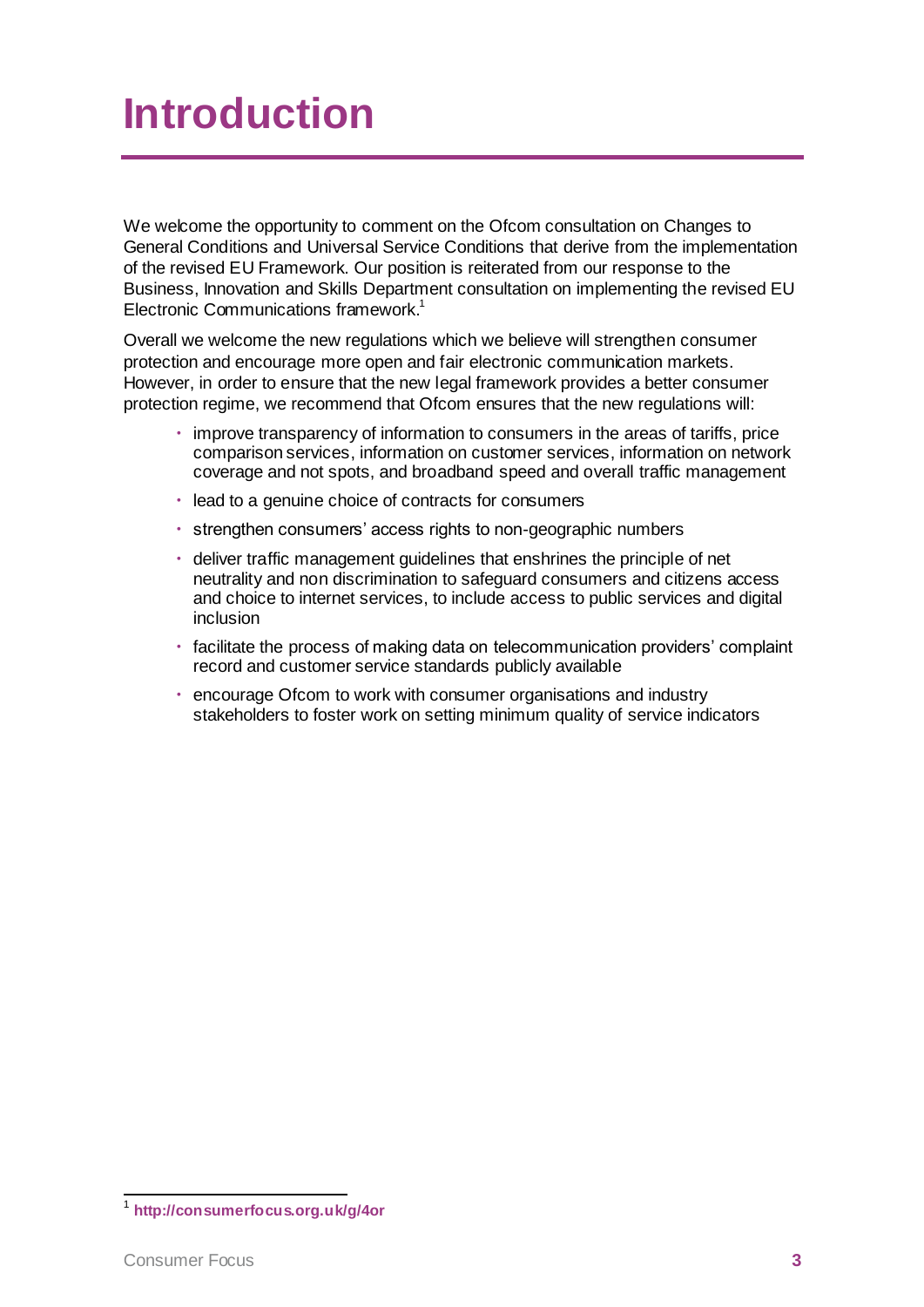# Introduction

We welcome the opportunity to comment on the Ofcom consultation on Changes to General Conditions and Universal Service Conditions that derive from the implementation of the revised EU Framework. Our position is reiterated from our response to the Business, Innovation and Skills Department consultation on implementing the revised EU Electronic Communications framework.[1]

Overall we welcome the new regulations which we believe will strengthen consumer protection and encourage more open and fair electronic communication markets. However, in order to ensure that the new legal framework provides a better consumer protection regime, we recommend that Ofcom ensures that the new regulations will:

- improve transparency of information to consumers in the areas of tariffs, price comparison services, information on customer services, information on network coverage and not spots, and broadband speed and overall traffic management
- lead to a genuine choice of contracts for consumers
- strengthen consumers' access rights to non-geographic numbers
- deliver traffic management guidelines that enshrines the principle of net neutrality and non discrimination to safeguard consumers and citizens access and choice to internet services, to include access to public services and digital inclusion
- facilitate the process of making data on telecommunication providers' complaint record and customer service standards publicly available
- encourage Ofcom to work with consumer organisations and industry stakeholders to foster work on setting minimum quality of service indicators

[1] **http://consumerfocus.org.uk/g/4or**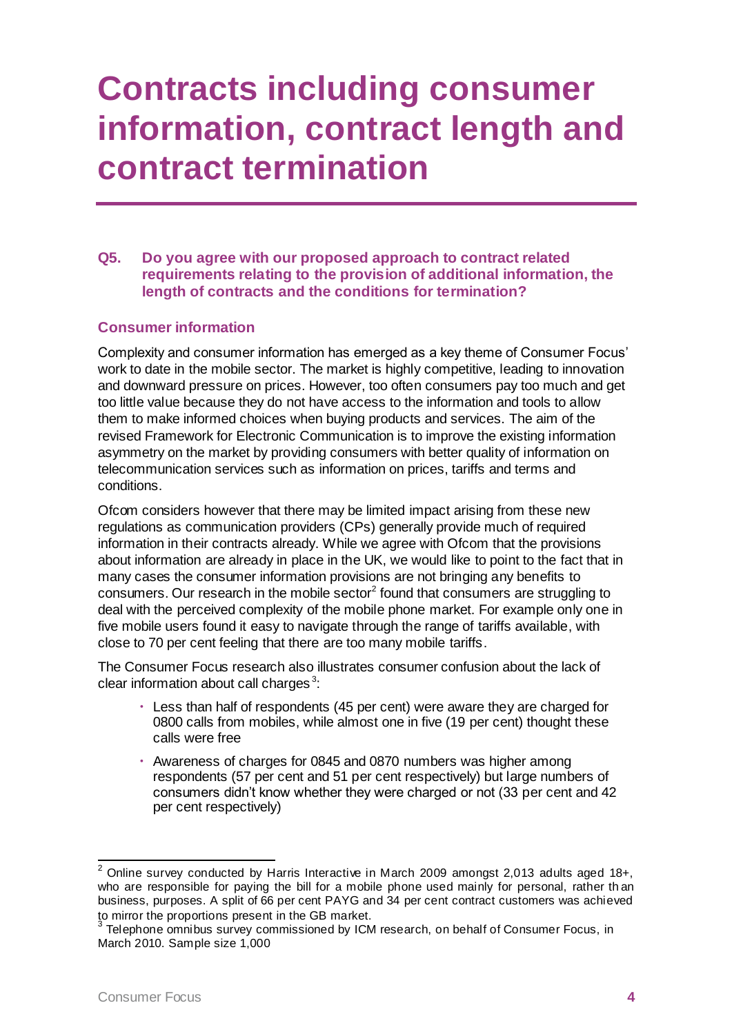# Contracts including consumer information, contract length and contract termination

### Q5. Do you agree with our proposed approach to contract related requirements relating to the provision of additional information, the length of contracts and the conditions for termination?

### Consumer information

Complexity and consumer information has emerged as a key theme of Consumer Focus' work to date in the mobile sector. The market is highly competitive, leading to innovation and downward pressure on prices. However, too often consumers pay too much and get too little value because they do not have access to the information and tools to allow them to make informed choices when buying products and services. The aim of the revised Framework for Electronic Communication is to improve the existing information asymmetry on the market by providing consumers with better quality of information on telecommunication services such as information on prices, tariffs and terms and conditions.

Ofcom considers however that there may be limited impact arising from these new regulations as communication providers (CPs) generally provide much of required information in their contracts already. While we agree with Ofcom that the provisions about information are already in place in the UK, we would like to point to the fact that in many cases the consumer information provisions are not bringing any benefits to consumers. Our research in the mobile sector[2] found that consumers are struggling to deal with the perceived complexity of the mobile phone market. For example only one in five mobile users found it easy to navigate through the range of tariffs available, with close to 70 per cent feeling that there are too many mobile tariffs.

The Consumer Focus research also illustrates consumer confusion about the lack of clear information about call charges[3]:

- Less than half of respondents (45 per cent) were aware they are charged for 0800 calls from mobiles, while almost one in five (19 per cent) thought these calls were free
- Awareness of charges for 0845 and 0870 numbers was higher among respondents (57 per cent and 51 per cent respectively) but large numbers of consumers didn't know whether they were charged or not (33 per cent and 42 per cent respectively)

---

[2] Online survey conducted by Harris Interactive in March 2009 amongst 2,013 adults aged 18+, who are responsible for paying the bill for a mobile phone used mainly for personal, rather than business, purposes. A split of 66 per cent PAYG and 34 per cent contract customers was achieved to mirror the proportions present in the GB market.

[3] Telephone omnibus survey commissioned by ICM research, on behalf of Consumer Focus, in March 2010. Sample size 1,000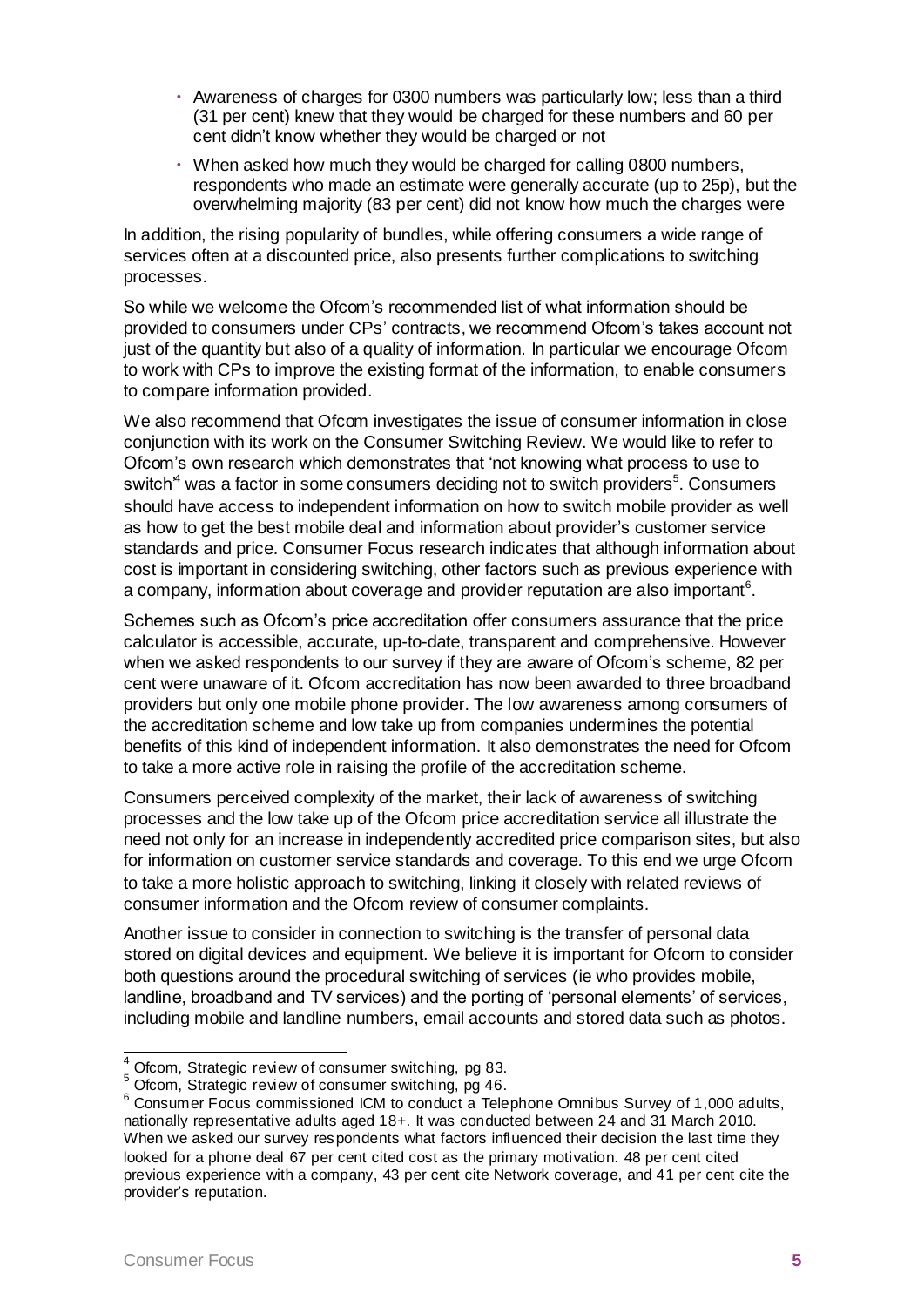- Awareness of charges for 0300 numbers was particularly low; less than a third (31 per cent) knew that they would be charged for these numbers and 60 per cent didn't know whether they would be charged or not
- When asked how much they would be charged for calling 0800 numbers, respondents who made an estimate were generally accurate (up to 25p), but the overwhelming majority (83 per cent) did not know how much the charges were

In addition, the rising popularity of bundles, while offering consumers a wide range of services often at a discounted price, also presents further complications to switching processes.

So while we welcome the Ofcom's recommended list of what information should be provided to consumers under CPs' contracts, we recommend Ofcom's takes account not just of the quantity but also of a quality of information. In particular we encourage Ofcom to work with CPs to improve the existing format of the information, to enable consumers to compare information provided.

We also recommend that Ofcom investigates the issue of consumer information in close conjunction with its work on the Consumer Switching Review. We would like to refer to Ofcom's own research which demonstrates that 'not knowing what process to use to switch'[4] was a factor in some consumers deciding not to switch providers[5]. Consumers should have access to independent information on how to switch mobile provider as well as how to get the best mobile deal and information about provider's customer service standards and price. Consumer Focus research indicates that although information about cost is important in considering switching, other factors such as previous experience with a company, information about coverage and provider reputation are also important[6].

Schemes such as Ofcom's price accreditation offer consumers assurance that the price calculator is accessible, accurate, up-to-date, transparent and comprehensive. However when we asked respondents to our survey if they are aware of Ofcom's scheme, 82 per cent were unaware of it. Ofcom accreditation has now been awarded to three broadband providers but only one mobile phone provider. The low awareness among consumers of the accreditation scheme and low take up from companies undermines the potential benefits of this kind of independent information. It also demonstrates the need for Ofcom to take a more active role in raising the profile of the accreditation scheme.

Consumers perceived complexity of the market, their lack of awareness of switching processes and the low take up of the Ofcom price accreditation service all illustrate the need not only for an increase in independently accredited price comparison sites, but also for information on customer service standards and coverage. To this end we urge Ofcom to take a more holistic approach to switching, linking it closely with related reviews of consumer information and the Ofcom review of consumer complaints.

Another issue to consider in connection to switching is the transfer of personal data stored on digital devices and equipment. We believe it is important for Ofcom to consider both questions around the procedural switching of services (ie who provides mobile, landline, broadband and TV services) and the porting of 'personal elements' of services, including mobile and landline numbers, email accounts and stored data such as photos.

---

[4] Ofcom, Strategic review of consumer switching, pg 83.

[5] Ofcom, Strategic review of consumer switching, pg 46.

[6] Consumer Focus commissioned ICM to conduct a Telephone Omnibus Survey of 1,000 adults, nationally representative adults aged 18+. It was conducted between 24 and 31 March 2010. When we asked our survey respondents what factors influenced their decision the last time they looked for a phone deal 67 per cent cited cost as the primary motivation. 48 per cent cited previous experience with a company, 43 per cent cite Network coverage, and 41 per cent cite the provider's reputation.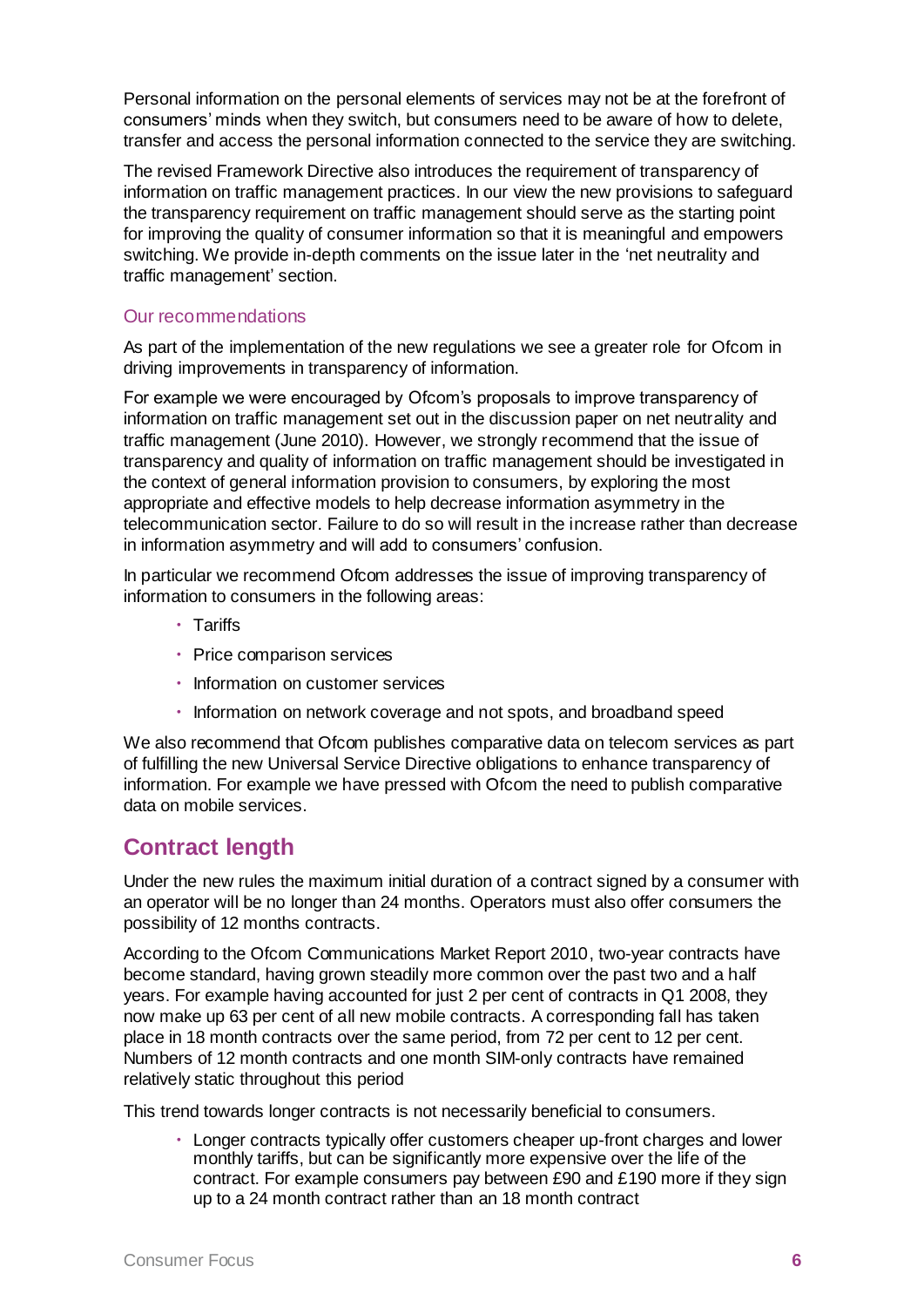Personal information on the personal elements of services may not be at the forefront of consumers' minds when they switch, but consumers need to be aware of how to delete, transfer and access the personal information connected to the service they are switching.

The revised Framework Directive also introduces the requirement of transparency of information on traffic management practices. In our view the new provisions to safeguard the transparency requirement on traffic management should serve as the starting point for improving the quality of consumer information so that it is meaningful and empowers switching. We provide in-depth comments on the issue later in the 'net neutrality and traffic management' section.

### Our recommendations

As part of the implementation of the new regulations we see a greater role for Ofcom in driving improvements in transparency of information.

For example we were encouraged by Ofcom's proposals to improve transparency of information on traffic management set out in the discussion paper on net neutrality and traffic management (June 2010). However, we strongly recommend that the issue of transparency and quality of information on traffic management should be investigated in the context of general information provision to consumers, by exploring the most appropriate and effective models to help decrease information asymmetry in the telecommunication sector. Failure to do so will result in the increase rather than decrease in information asymmetry and will add to consumers' confusion.

In particular we recommend Ofcom addresses the issue of improving transparency of information to consumers in the following areas:

- Tariffs
- Price comparison services
- Information on customer services
- Information on network coverage and not spots, and broadband speed

We also recommend that Ofcom publishes comparative data on telecom services as part of fulfilling the new Universal Service Directive obligations to enhance transparency of information. For example we have pressed with Ofcom the need to publish comparative data on mobile services.

## Contract length

Under the new rules the maximum initial duration of a contract signed by a consumer with an operator will be no longer than 24 months. Operators must also offer consumers the possibility of 12 months contracts.

According to the Ofcom Communications Market Report 2010, two-year contracts have become standard, having grown steadily more common over the past two and a half years. For example having accounted for just 2 per cent of contracts in Q1 2008, they now make up 63 per cent of all new mobile contracts. A corresponding fall has taken place in 18 month contracts over the same period, from 72 per cent to 12 per cent. Numbers of 12 month contracts and one month SIM-only contracts have remained relatively static throughout this period

This trend towards longer contracts is not necessarily beneficial to consumers.

- Longer contracts typically offer customers cheaper up-front charges and lower monthly tariffs, but can be significantly more expensive over the life of the contract. For example consumers pay between £90 and £190 more if they sign up to a 24 month contract rather than an 18 month contract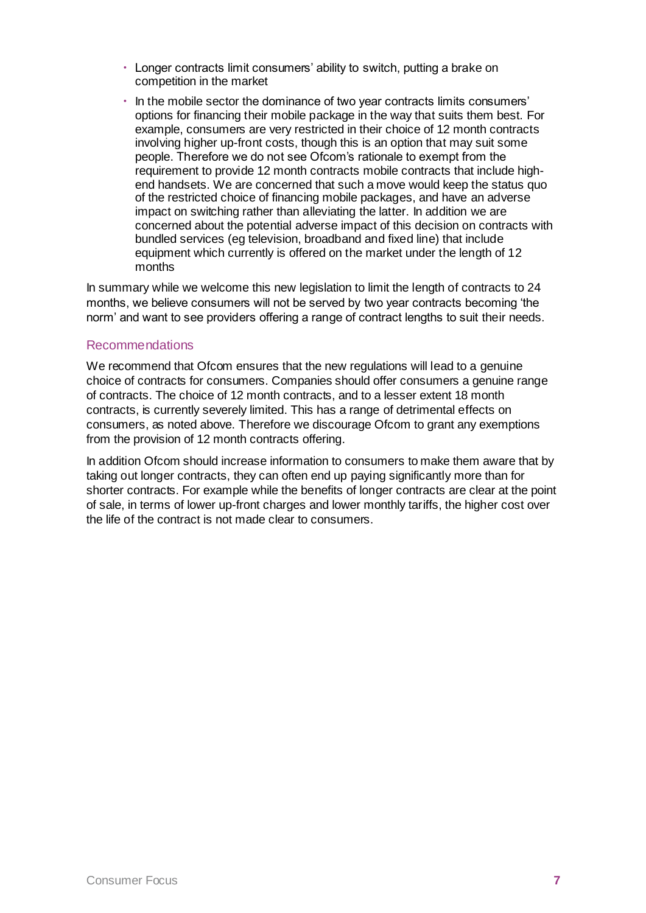- Longer contracts limit consumers' ability to switch, putting a brake on competition in the market
- In the mobile sector the dominance of two year contracts limits consumers' options for financing their mobile package in the way that suits them best. For example, consumers are very restricted in their choice of 12 month contracts involving higher up-front costs, though this is an option that may suit some people. Therefore we do not see Ofcom's rationale to exempt from the requirement to provide 12 month contracts mobile contracts that include high-end handsets. We are concerned that such a move would keep the status quo of the restricted choice of financing mobile packages, and have an adverse impact on switching rather than alleviating the latter. In addition we are concerned about the potential adverse impact of this decision on contracts with bundled services (eg television, broadband and fixed line) that include equipment which currently is offered on the market under the length of 12 months

In summary while we welcome this new legislation to limit the length of contracts to 24 months, we believe consumers will not be served by two year contracts becoming 'the norm' and want to see providers offering a range of contract lengths to suit their needs.

### Recommendations

We recommend that Ofcom ensures that the new regulations will lead to a genuine choice of contracts for consumers. Companies should offer consumers a genuine range of contracts. The choice of 12 month contracts, and to a lesser extent 18 month contracts, is currently severely limited. This has a range of detrimental effects on consumers, as noted above. Therefore we discourage Ofcom to grant any exemptions from the provision of 12 month contracts offering.

In addition Ofcom should increase information to consumers to make them aware that by taking out longer contracts, they can often end up paying significantly more than for shorter contracts. For example while the benefits of longer contracts are clear at the point of sale, in terms of lower up-front charges and lower monthly tariffs, the higher cost over the life of the contract is not made clear to consumers.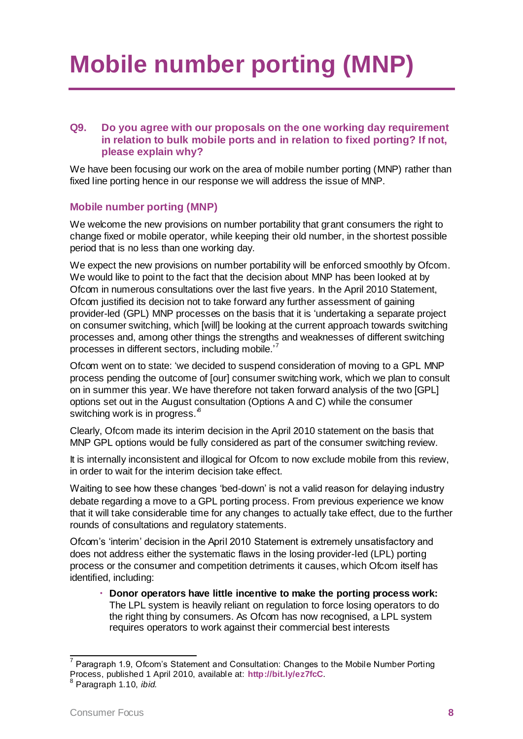# Mobile number porting (MNP)

### Q9. Do you agree with our proposals on the one working day requirement in relation to bulk mobile ports and in relation to fixed porting? If not, please explain why?

We have been focusing our work on the area of mobile number porting (MNP) rather than fixed line porting hence in our response we will address the issue of MNP.

### Mobile number porting (MNP)

We welcome the new provisions on number portability that grant consumers the right to change fixed or mobile operator, while keeping their old number, in the shortest possible period that is no less than one working day.

We expect the new provisions on number portability will be enforced smoothly by Ofcom. We would like to point to the fact that the decision about MNP has been looked at by Ofcom in numerous consultations over the last five years. In the April 2010 Statement, Ofcom justified its decision not to take forward any further assessment of gaining provider-led (GPL) MNP processes on the basis that it is 'undertaking a separate project on consumer switching, which [will] be looking at the current approach towards switching processes and, among other things the strengths and weaknesses of different switching processes in different sectors, including mobile.'[7]

Ofcom went on to state: 'we decided to suspend consideration of moving to a GPL MNP process pending the outcome of [our] consumer switching work, which we plan to consult on in summer this year. We have therefore not taken forward analysis of the two [GPL] options set out in the August consultation (Options A and C) while the consumer switching work is in progress.'[8]

Clearly, Ofcom made its interim decision in the April 2010 statement on the basis that MNP GPL options would be fully considered as part of the consumer switching review.

It is internally inconsistent and illogical for Ofcom to now exclude mobile from this review, in order to wait for the interim decision take effect.

Waiting to see how these changes 'bed-down' is not a valid reason for delaying industry debate regarding a move to a GPL porting process. From previous experience we know that it will take considerable time for any changes to actually take effect, due to the further rounds of consultations and regulatory statements.

Ofcom's 'interim' decision in the April 2010 Statement is extremely unsatisfactory and does not address either the systematic flaws in the losing provider-led (LPL) porting process or the consumer and competition detriments it causes, which Ofcom itself has identified, including:

- **Donor operators have little incentive to make the porting process work:** The LPL system is heavily reliant on regulation to force losing operators to do the right thing by consumers. As Ofcom has now recognised, a LPL system requires operators to work against their commercial best interests

---

[7] Paragraph 1.9, Ofcom's Statement and Consultation: Changes to the Mobile Number Porting Process, published 1 April 2010, available at: **http://bit.ly/ez7fcC**.

[8] Paragraph 1.10, *ibid.*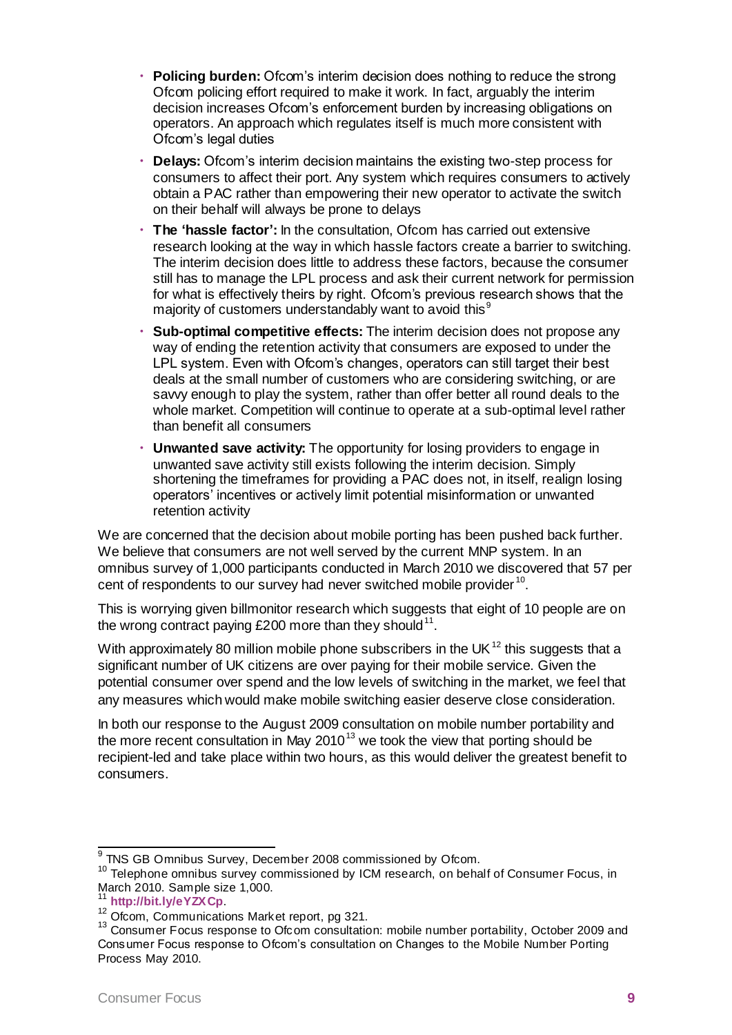- **Policing burden:** Ofcom's interim decision does nothing to reduce the strong Ofcom policing effort required to make it work. In fact, arguably the interim decision increases Ofcom's enforcement burden by increasing obligations on operators. An approach which regulates itself is much more consistent with Ofcom's legal duties
- **Delays:** Ofcom's interim decision maintains the existing two-step process for consumers to affect their port. Any system which requires consumers to actively obtain a PAC rather than empowering their new operator to activate the switch on their behalf will always be prone to delays
- **The 'hassle factor':** In the consultation, Ofcom has carried out extensive research looking at the way in which hassle factors create a barrier to switching. The interim decision does little to address these factors, because the consumer still has to manage the LPL process and ask their current network for permission for what is effectively theirs by right. Ofcom's previous research shows that the majority of customers understandably want to avoid this[9]
- **Sub-optimal competitive effects:** The interim decision does not propose any way of ending the retention activity that consumers are exposed to under the LPL system. Even with Ofcom's changes, operators can still target their best deals at the small number of customers who are considering switching, or are savvy enough to play the system, rather than offer better all round deals to the whole market. Competition will continue to operate at a sub-optimal level rather than benefit all consumers
- **Unwanted save activity:** The opportunity for losing providers to engage in unwanted save activity still exists following the interim decision. Simply shortening the timeframes for providing a PAC does not, in itself, realign losing operators' incentives or actively limit potential misinformation or unwanted retention activity

We are concerned that the decision about mobile porting has been pushed back further. We believe that consumers are not well served by the current MNP system. In an omnibus survey of 1,000 participants conducted in March 2010 we discovered that 57 per cent of respondents to our survey had never switched mobile provider[10].

This is worrying given billmonitor research which suggests that eight of 10 people are on the wrong contract paying £200 more than they should[11].

With approximately 80 million mobile phone subscribers in the UK[12] this suggests that a significant number of UK citizens are over paying for their mobile service. Given the potential consumer over spend and the low levels of switching in the market, we feel that any measures which would make mobile switching easier deserve close consideration.

In both our response to the August 2009 consultation on mobile number portability and the more recent consultation in May 2010[13] we took the view that porting should be recipient-led and take place within two hours, as this would deliver the greatest benefit to consumers.

---

[9] TNS GB Omnibus Survey, December 2008 commissioned by Ofcom.

[10] Telephone omnibus survey commissioned by ICM research, on behalf of Consumer Focus, in March 2010. Sample size 1,000.

[11] **http://bit.ly/eYZXCp**.

[12] Ofcom, Communications Market report, pg 321.

[13] Consumer Focus response to Ofcom consultation: mobile number portability, October 2009 and Consumer Focus response to Ofcom's consultation on Changes to the Mobile Number Porting Process May 2010.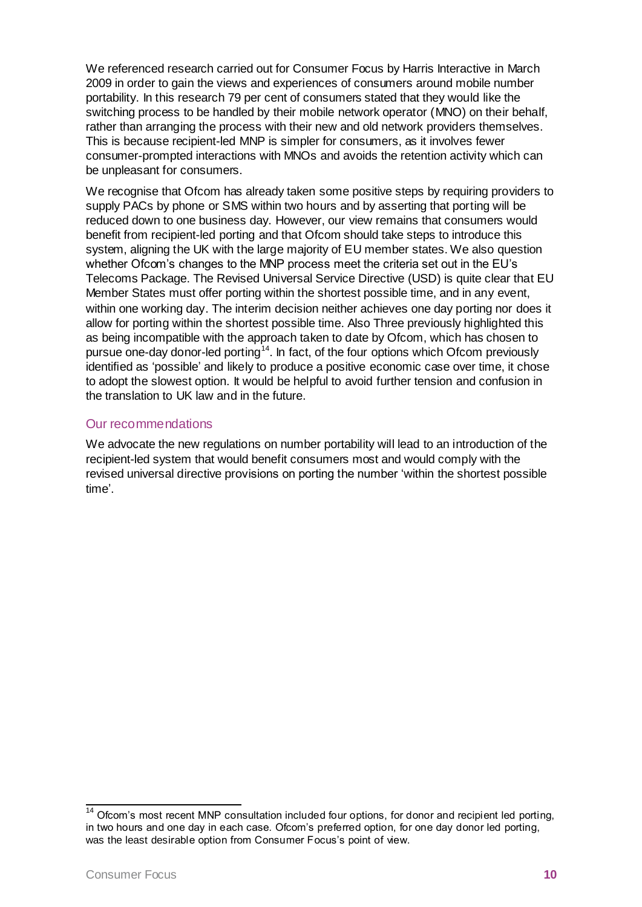We referenced research carried out for Consumer Focus by Harris Interactive in March 2009 in order to gain the views and experiences of consumers around mobile number portability. In this research 79 per cent of consumers stated that they would like the switching process to be handled by their mobile network operator (MNO) on their behalf, rather than arranging the process with their new and old network providers themselves. This is because recipient-led MNP is simpler for consumers, as it involves fewer consumer-prompted interactions with MNOs and avoids the retention activity which can be unpleasant for consumers.

We recognise that Ofcom has already taken some positive steps by requiring providers to supply PACs by phone or SMS within two hours and by asserting that porting will be reduced down to one business day. However, our view remains that consumers would benefit from recipient-led porting and that Ofcom should take steps to introduce this system, aligning the UK with the large majority of EU member states. We also question whether Ofcom's changes to the MNP process meet the criteria set out in the EU's Telecoms Package. The Revised Universal Service Directive (USD) is quite clear that EU Member States must offer porting within the shortest possible time, and in any event, within one working day. The interim decision neither achieves one day porting nor does it allow for porting within the shortest possible time. Also Three previously highlighted this as being incompatible with the approach taken to date by Ofcom, which has chosen to pursue one-day donor-led porting[14]. In fact, of the four options which Ofcom previously identified as 'possible' and likely to produce a positive economic case over time, it chose to adopt the slowest option. It would be helpful to avoid further tension and confusion in the translation to UK law and in the future.

## Our recommendations

We advocate the new regulations on number portability will lead to an introduction of the recipient-led system that would benefit consumers most and would comply with the revised universal directive provisions on porting the number 'within the shortest possible time'.

[14] Ofcom's most recent MNP consultation included four options, for donor and recipient led porting, in two hours and one day in each case. Ofcom's preferred option, for one day donor led porting, was the least desirable option from Consumer Focus's point of view.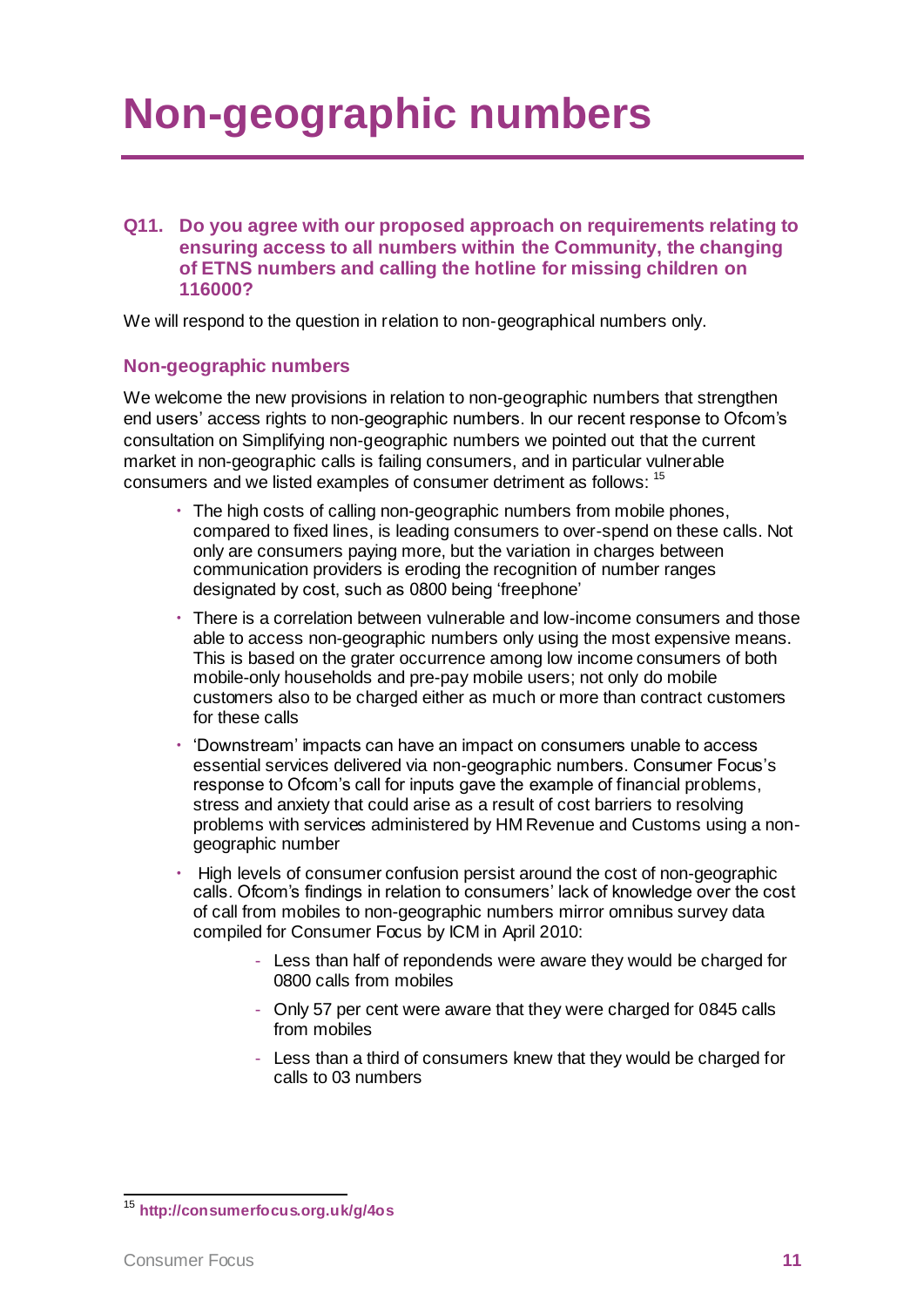# Non-geographic numbers

**Q11. Do you agree with our proposed approach on requirements relating to ensuring access to all numbers within the Community, the changing of ETNS numbers and calling the hotline for missing children on 116000?**

We will respond to the question in relation to non-geographical numbers only.

## Non-geographic numbers

We welcome the new provisions in relation to non-geographic numbers that strengthen end users' access rights to non-geographic numbers. In our recent response to Ofcom's consultation on Simplifying non-geographic numbers we pointed out that the current market in non-geographic calls is failing consumers, and in particular vulnerable consumers and we listed examples of consumer detriment as follows: [15]

- The high costs of calling non-geographic numbers from mobile phones, compared to fixed lines, is leading consumers to over-spend on these calls. Not only are consumers paying more, but the variation in charges between communication providers is eroding the recognition of number ranges designated by cost, such as 0800 being 'freephone'
- There is a correlation between vulnerable and low-income consumers and those able to access non-geographic numbers only using the most expensive means. This is based on the grater occurrence among low income consumers of both mobile-only households and pre-pay mobile users; not only do mobile customers also to be charged either as much or more than contract customers for these calls
- 'Downstream' impacts can have an impact on consumers unable to access essential services delivered via non-geographic numbers. Consumer Focus's response to Ofcom's call for inputs gave the example of financial problems, stress and anxiety that could arise as a result of cost barriers to resolving problems with services administered by HM Revenue and Customs using a non-geographic number
- High levels of consumer confusion persist around the cost of non-geographic calls. Ofcom's findings in relation to consumers' lack of knowledge over the cost of call from mobiles to non-geographic numbers mirror omnibus survey data compiled for Consumer Focus by ICM in April 2010:
  - Less than half of repondends were aware they would be charged for 0800 calls from mobiles
  - Only 57 per cent were aware that they were charged for 0845 calls from mobiles
  - Less than a third of consumers knew that they would be charged for calls to 03 numbers

---

[15] http://consumerfocus.org.uk/g/4os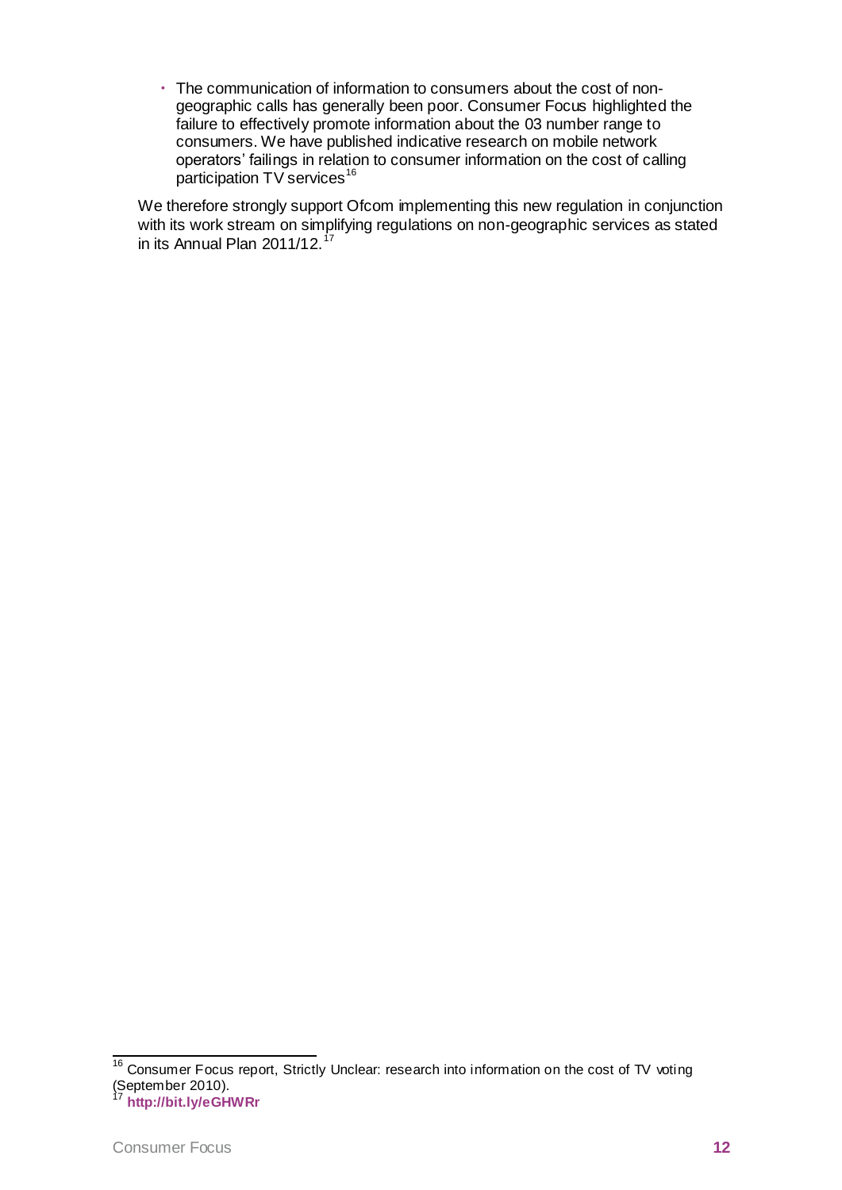- The communication of information to consumers about the cost of non-geographic calls has generally been poor. Consumer Focus highlighted the failure to effectively promote information about the 03 number range to consumers. We have published indicative research on mobile network operators' failings in relation to consumer information on the cost of calling participation TV services[16]

We therefore strongly support Ofcom implementing this new regulation in conjunction with its work stream on simplifying regulations on non-geographic services as stated in its Annual Plan 2011/12.[17]

---

[16] Consumer Focus report, Strictly Unclear: research into information on the cost of TV voting (September 2010).

[17] **http://bit.ly/eGHWRr**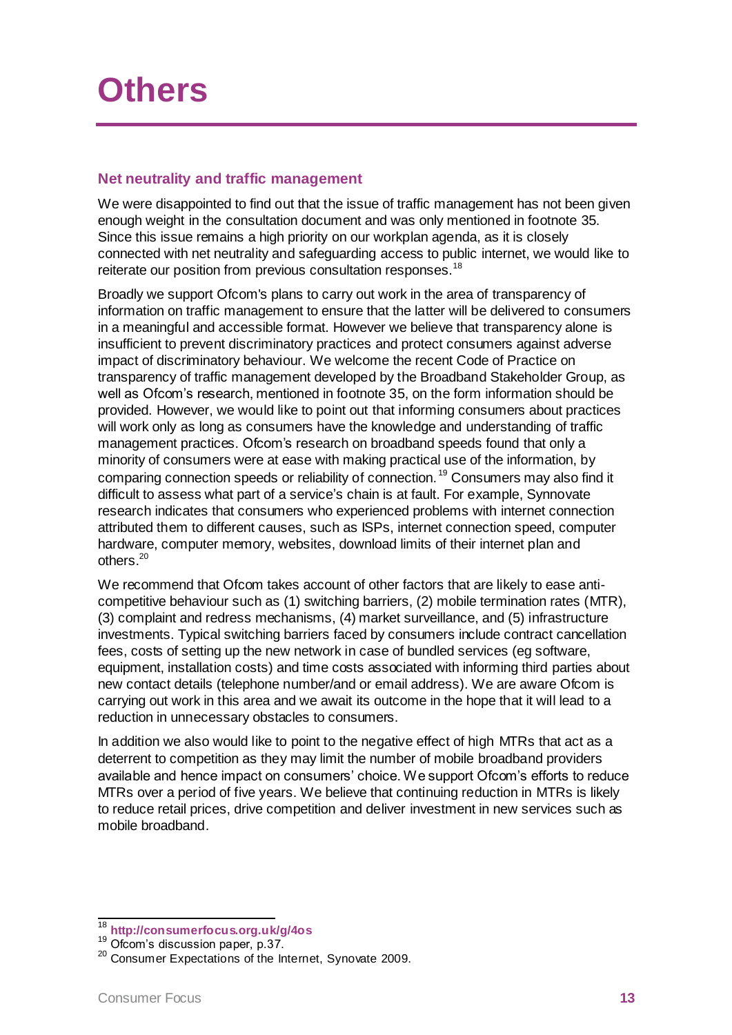# Others

### Net neutrality and traffic management

We were disappointed to find out that the issue of traffic management has not been given enough weight in the consultation document and was only mentioned in footnote 35. Since this issue remains a high priority on our workplan agenda, as it is closely connected with net neutrality and safeguarding access to public internet, we would like to reiterate our position from previous consultation responses.[18]

Broadly we support Ofcom's plans to carry out work in the area of transparency of information on traffic management to ensure that the latter will be delivered to consumers in a meaningful and accessible format. However we believe that transparency alone is insufficient to prevent discriminatory practices and protect consumers against adverse impact of discriminatory behaviour. We welcome the recent Code of Practice on transparency of traffic management developed by the Broadband Stakeholder Group, as well as Ofcom's research, mentioned in footnote 35, on the form information should be provided. However, we would like to point out that informing consumers about practices will work only as long as consumers have the knowledge and understanding of traffic management practices. Ofcom's research on broadband speeds found that only a minority of consumers were at ease with making practical use of the information, by comparing connection speeds or reliability of connection.[19] Consumers may also find it difficult to assess what part of a service's chain is at fault. For example, Synnovate research indicates that consumers who experienced problems with internet connection attributed them to different causes, such as ISPs, internet connection speed, computer hardware, computer memory, websites, download limits of their internet plan and others.[20]

We recommend that Ofcom takes account of other factors that are likely to ease anti-competitive behaviour such as (1) switching barriers, (2) mobile termination rates (MTR), (3) complaint and redress mechanisms, (4) market surveillance, and (5) infrastructure investments. Typical switching barriers faced by consumers include contract cancellation fees, costs of setting up the new network in case of bundled services (eg software, equipment, installation costs) and time costs associated with informing third parties about new contact details (telephone number/and or email address). We are aware Ofcom is carrying out work in this area and we await its outcome in the hope that it will lead to a reduction in unnecessary obstacles to consumers.

In addition we also would like to point to the negative effect of high MTRs that act as a deterrent to competition as they may limit the number of mobile broadband providers available and hence impact on consumers' choice. We support Ofcom's efforts to reduce MTRs over a period of five years. We believe that continuing reduction in MTRs is likely to reduce retail prices, drive competition and deliver investment in new services such as mobile broadband.

---

[18] **http://consumerfocus.org.uk/g/4os**

[19] Ofcom's discussion paper, p.37.

[20] Consumer Expectations of the Internet, Synovate 2009.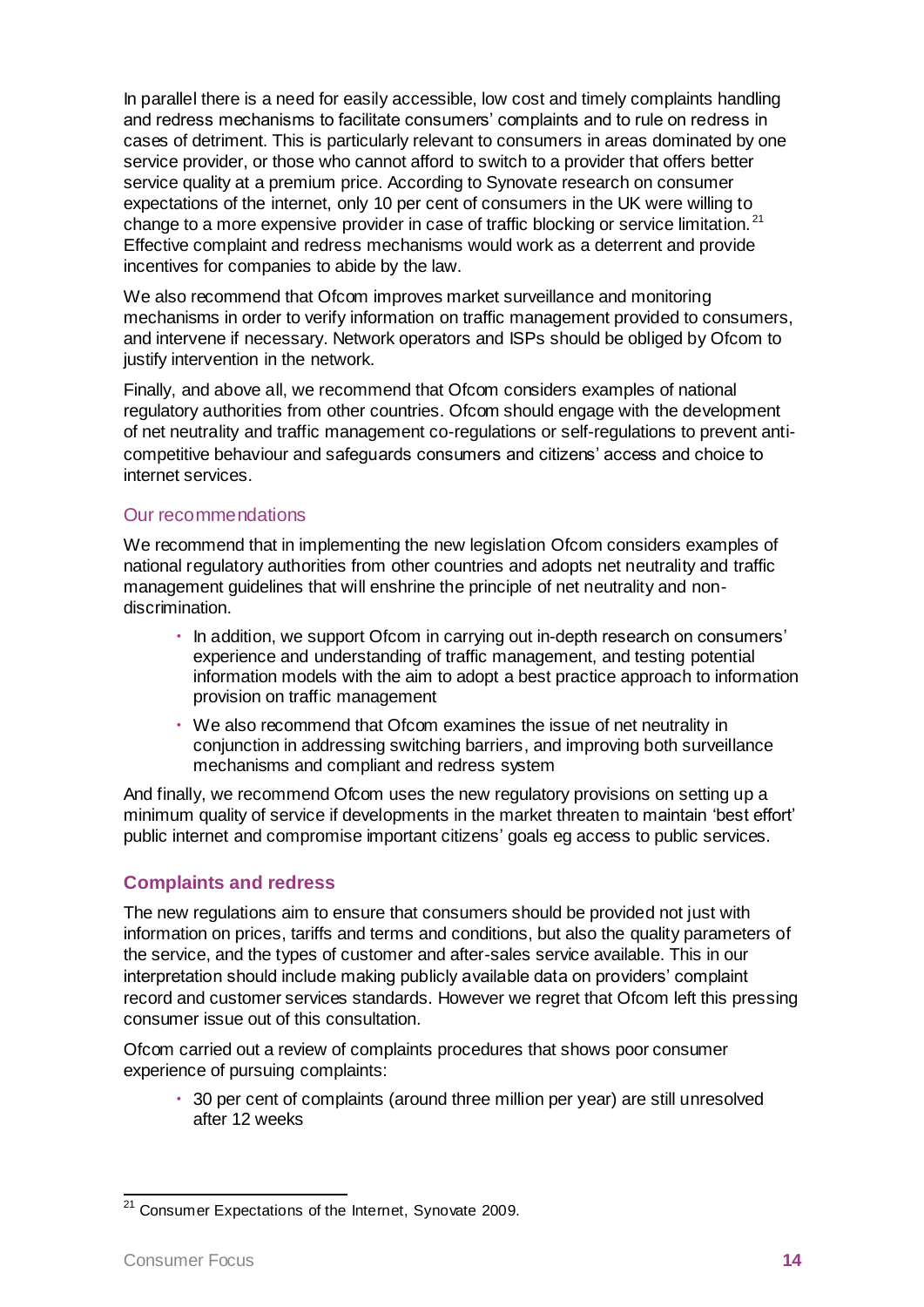In parallel there is a need for easily accessible, low cost and timely complaints handling and redress mechanisms to facilitate consumers' complaints and to rule on redress in cases of detriment. This is particularly relevant to consumers in areas dominated by one service provider, or those who cannot afford to switch to a provider that offers better service quality at a premium price. According to Synovate research on consumer expectations of the internet, only 10 per cent of consumers in the UK were willing to change to a more expensive provider in case of traffic blocking or service limitation.[21] Effective complaint and redress mechanisms would work as a deterrent and provide incentives for companies to abide by the law.

We also recommend that Ofcom improves market surveillance and monitoring mechanisms in order to verify information on traffic management provided to consumers, and intervene if necessary. Network operators and ISPs should be obliged by Ofcom to justify intervention in the network.

Finally, and above all, we recommend that Ofcom considers examples of national regulatory authorities from other countries. Ofcom should engage with the development of net neutrality and traffic management co-regulations or self-regulations to prevent anti-competitive behaviour and safeguards consumers and citizens' access and choice to internet services.

### Our recommendations

We recommend that in implementing the new legislation Ofcom considers examples of national regulatory authorities from other countries and adopts net neutrality and traffic management guidelines that will enshrine the principle of net neutrality and non-discrimination.

- In addition, we support Ofcom in carrying out in-depth research on consumers' experience and understanding of traffic management, and testing potential information models with the aim to adopt a best practice approach to information provision on traffic management
- We also recommend that Ofcom examines the issue of net neutrality in conjunction in addressing switching barriers, and improving both surveillance mechanisms and compliant and redress system

And finally, we recommend Ofcom uses the new regulatory provisions on setting up a minimum quality of service if developments in the market threaten to maintain 'best effort' public internet and compromise important citizens' goals eg access to public services.

## Complaints and redress

The new regulations aim to ensure that consumers should be provided not just with information on prices, tariffs and terms and conditions, but also the quality parameters of the service, and the types of customer and after-sales service available. This in our interpretation should include making publicly available data on providers' complaint record and customer services standards. However we regret that Ofcom left this pressing consumer issue out of this consultation.

Ofcom carried out a review of complaints procedures that shows poor consumer experience of pursuing complaints:

- 30 per cent of complaints (around three million per year) are still unresolved after 12 weeks

[21] Consumer Expectations of the Internet, Synovate 2009.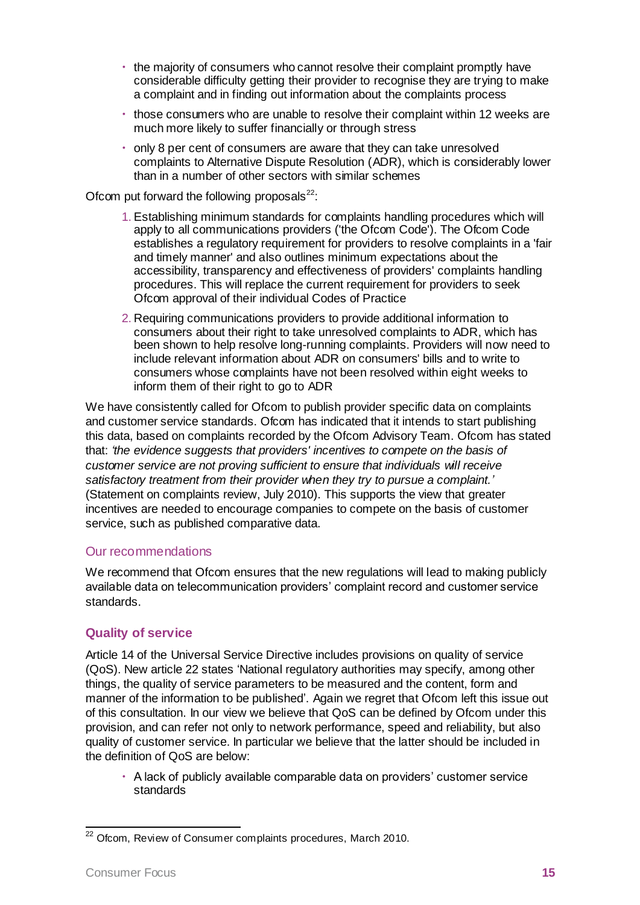- the majority of consumers who cannot resolve their complaint promptly have considerable difficulty getting their provider to recognise they are trying to make a complaint and in finding out information about the complaints process
- those consumers who are unable to resolve their complaint within 12 weeks are much more likely to suffer financially or through stress
- only 8 per cent of consumers are aware that they can take unresolved complaints to Alternative Dispute Resolution (ADR), which is considerably lower than in a number of other sectors with similar schemes

Ofcom put forward the following proposals[22]:

1. Establishing minimum standards for complaints handling procedures which will apply to all communications providers ('the Ofcom Code'). The Ofcom Code establishes a regulatory requirement for providers to resolve complaints in a 'fair and timely manner' and also outlines minimum expectations about the accessibility, transparency and effectiveness of providers' complaints handling procedures. This will replace the current requirement for providers to seek Ofcom approval of their individual Codes of Practice
2. Requiring communications providers to provide additional information to consumers about their right to take unresolved complaints to ADR, which has been shown to help resolve long-running complaints. Providers will now need to include relevant information about ADR on consumers' bills and to write to consumers whose complaints have not been resolved within eight weeks to inform them of their right to go to ADR

We have consistently called for Ofcom to publish provider specific data on complaints and customer service standards. Ofcom has indicated that it intends to start publishing this data, based on complaints recorded by the Ofcom Advisory Team. Ofcom has stated that: *'the evidence suggests that providers' incentives to compete on the basis of customer service are not proving sufficient to ensure that individuals will receive satisfactory treatment from their provider when they try to pursue a complaint.'* (Statement on complaints review, July 2010). This supports the view that greater incentives are needed to encourage companies to compete on the basis of customer service, such as published comparative data.

### Our recommendations

We recommend that Ofcom ensures that the new regulations will lead to making publicly available data on telecommunication providers' complaint record and customer service standards.

## Quality of service

Article 14 of the Universal Service Directive includes provisions on quality of service (QoS). New article 22 states 'National regulatory authorities may specify, among other things, the quality of service parameters to be measured and the content, form and manner of the information to be published'. Again we regret that Ofcom left this issue out of this consultation. In our view we believe that QoS can be defined by Ofcom under this provision, and can refer not only to network performance, speed and reliability, but also quality of customer service. In particular we believe that the latter should be included in the definition of QoS are below:

- A lack of publicly available comparable data on providers' customer service standards

[22] Ofcom, Review of Consumer complaints procedures, March 2010.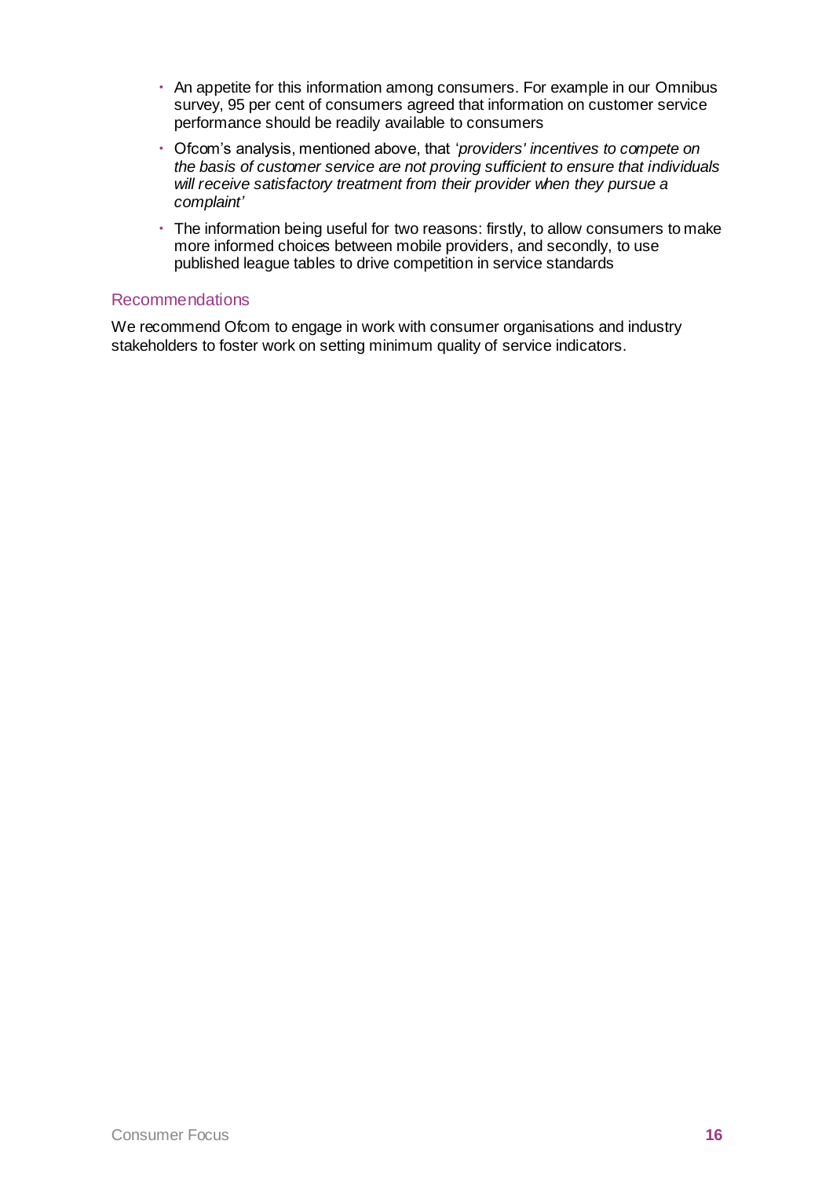- An appetite for this information among consumers. For example in our Omnibus survey, 95 per cent of consumers agreed that information on customer service performance should be readily available to consumers
- Ofcom's analysis, mentioned above, that *'providers' incentives to compete on the basis of customer service are not proving sufficient to ensure that individuals will receive satisfactory treatment from their provider when they pursue a complaint'*
- The information being useful for two reasons: firstly, to allow consumers to make more informed choices between mobile providers, and secondly, to use published league tables to drive competition in service standards

### Recommendations

We recommend Ofcom to engage in work with consumer organisations and industry stakeholders to foster work on setting minimum quality of service indicators.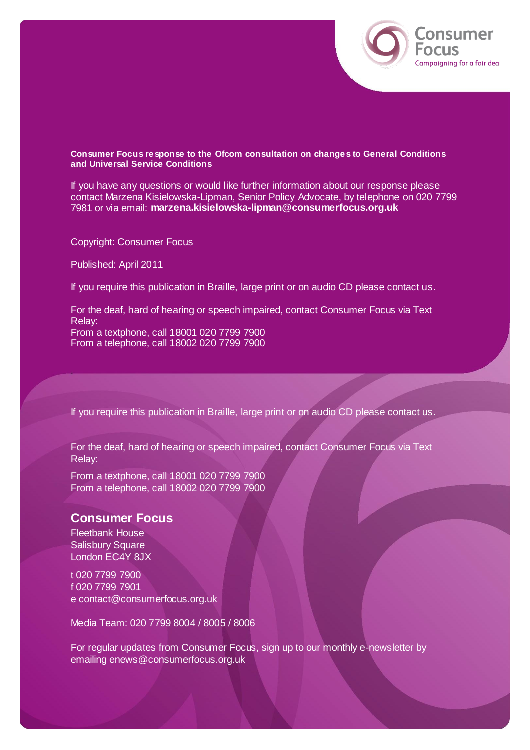Consumer Focus
Focus
Campaigning for a fair deal

**Consumer Focus response to the Ofcom consultation on changes to General Conditions and Universal Service Conditions**

If you have any questions or would like further information about our response please contact Marzena Kisielowska-Lipman, Senior Policy Advocate, by telephone on 020 7799 7981 or via email: **marzena.kisielowska-lipman@consumerfocus.org.uk**

Copyright: Consumer Focus

Published: April 2011

If you require this publication in Braille, large print or on audio CD please contact us.

For the deaf, hard of hearing or speech impaired, contact Consumer Focus via Text Relay:
From a textphone, call 18001 020 7799 7900
From a telephone, call 18002 020 7799 7900

If you require this publication in Braille, large print or on audio CD please contact us.

For the deaf, hard of hearing or speech impaired, contact Consumer Focus via Text Relay:

From a textphone, call 18001 020 7799 7900
From a telephone, call 18002 020 7799 7900

## Consumer Focus

Fleetbank House
Salisbury Square
London EC4Y 8JX

t 020 7799 7900
f 020 7799 7901
e contact@consumerfocus.org.uk

Media Team: 020 7799 8004 / 8005 / 8006

For regular updates from Consumer Focus, sign up to our monthly e-newsletter by emailing enews@consumerfocus.org.uk